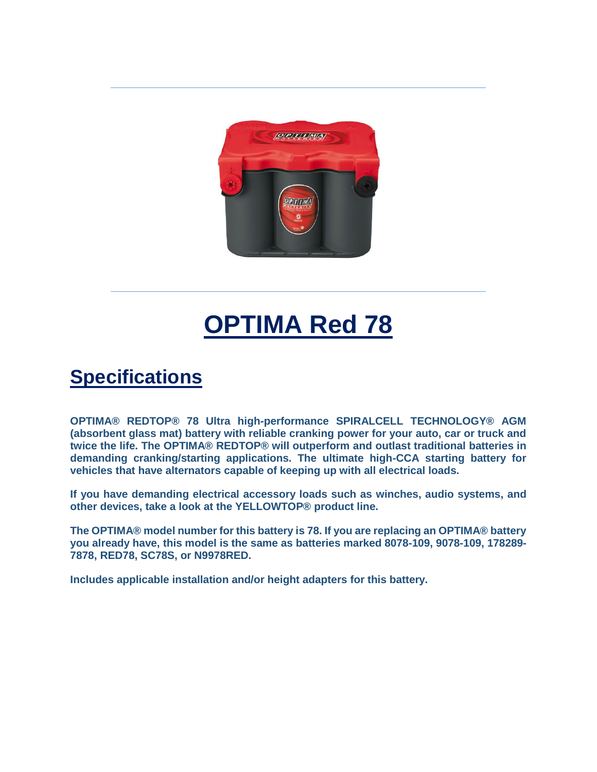# OPTIMA Red 78

## Specifications

**OPTIMA® REDTOP® 78 Ultra high-performance SPIRALCELL TECHNOLOGY® AGM (absorbent glass mat) battery with reliable cranking power for your auto, car or truck and twice the life. The OPTIMA® REDTOP® will outperform and outlast traditional batteries in demanding cranking/starting applications. The ultimate high-CCA starting battery for vehicles that have alternators capable of keeping up with all electrical loads.**

**If you have demanding electrical accessory loads such as winches, audio systems, and other devices, take a look at the YELLOWTOP® product line.**

**The OPTIMA® model number for this battery is 78. If you are replacing an OPTIMA® battery you already have, this model is the same as batteries marked 8078-109, 9078-109, 178289-7878, RED78, SC78S, or N9978RED.**

**Includes applicable installation and/or height adapters for this battery.**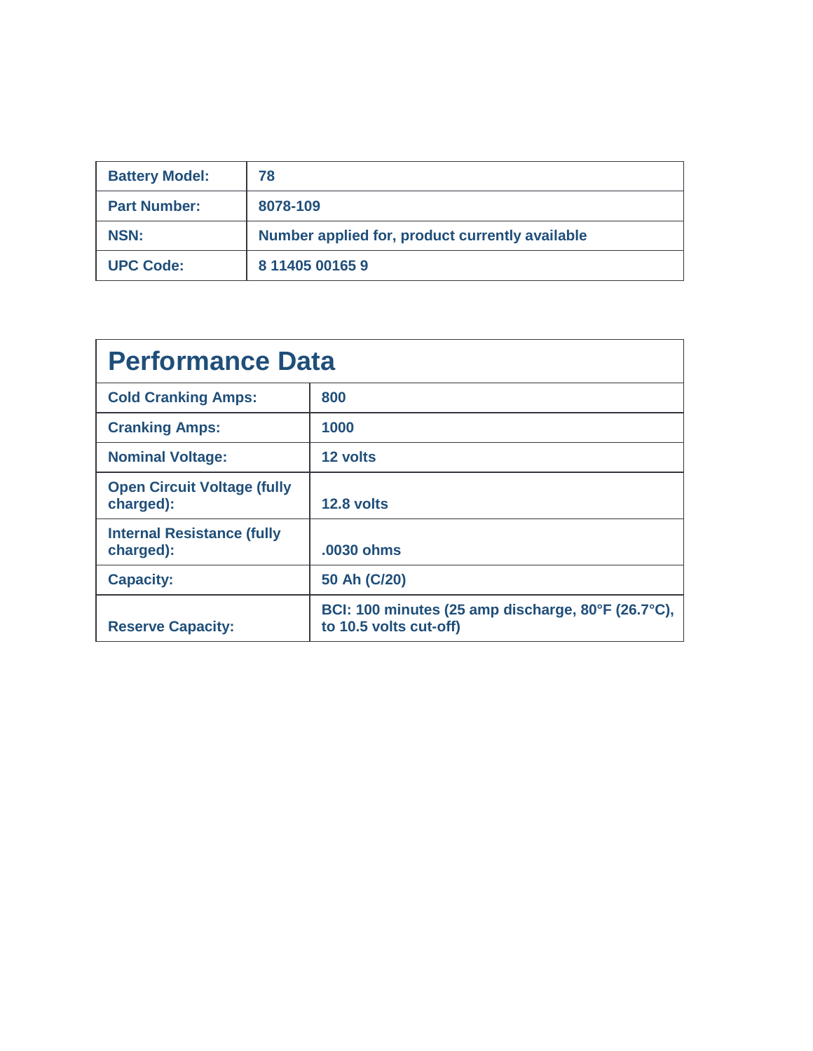| Battery Model: | 78 |
|---|---|
| Part Number: | 8078-109 |
| NSN: | Number applied for, product currently available |
| UPC Code: | 8 11405 00165 9 |

## Performance Data

| | |
|---|---|
| Cold Cranking Amps: | 800 |
| Cranking Amps: | 1000 |
| Nominal Voltage: | 12 volts |
| Open Circuit Voltage (fully charged): | 12.8 volts |
| Internal Resistance (fully charged): | .0030 ohms |
| Capacity: | 50 Ah (C/20) |
| Reserve Capacity: | BCI: 100 minutes (25 amp discharge, 80°F (26.7°C), to 10.5 volts cut-off) |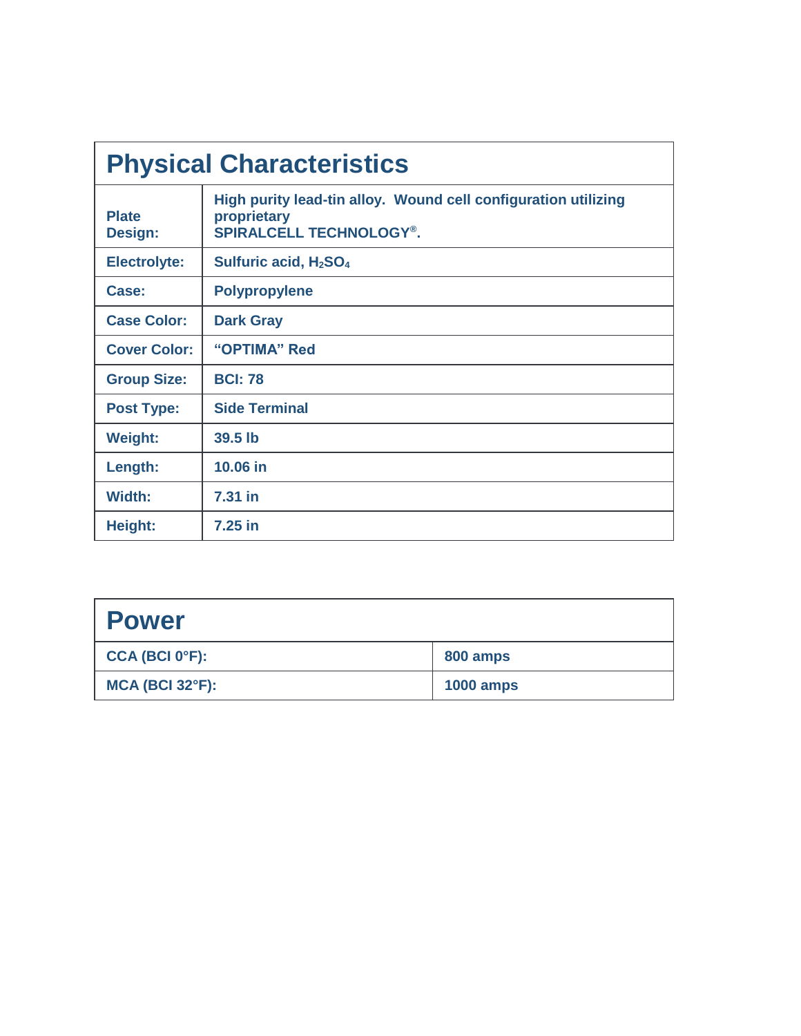| Physical Characteristics | |
|---|---|
| **Plate Design:** | **High purity lead-tin alloy. Wound cell configuration utilizing proprietary SPIRALCELL TECHNOLOGY®.** |
| **Electrolyte:** | **Sulfuric acid, $H_2SO_4$** |
| **Case:** | **Polypropylene** |
| **Case Color:** | **Dark Gray** |
| **Cover Color:** | **“OPTIMA” Red** |
| **Group Size:** | **BCI: 78** |
| **Post Type:** | **Side Terminal** |
| **Weight:** | **39.5 lb** |
| **Length:** | **10.06 in** |
| **Width:** | **7.31 in** |
| **Height:** | **7.25 in** |

| Power | |
|---|---|
| **CCA (BCI 0°F):** | **800 amps** |
| **MCA (BCI 32°F):** | **1000 amps** |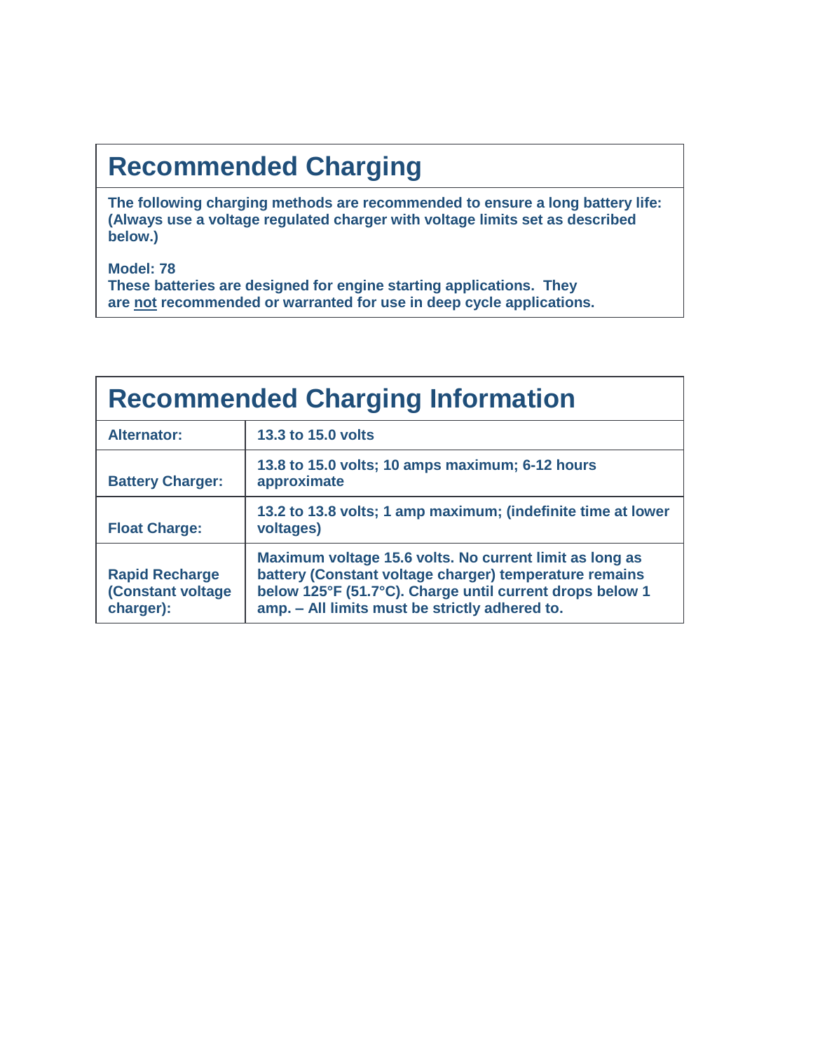## Recommended Charging

**The following charging methods are recommended to ensure a long battery life: (Always use a voltage regulated charger with voltage limits set as described below.)**

**Model: 78**
**These batteries are designed for engine starting applications. They are not recommended or warranted for use in deep cycle applications.**

## Recommended Charging Information

| | |
|---|---|
| **Alternator:** | **13.3 to 15.0 volts** |
| **Battery Charger:** | **13.8 to 15.0 volts; 10 amps maximum; 6-12 hours approximate** |
| **Float Charge:** | **13.2 to 13.8 volts; 1 amp maximum; (indefinite time at lower voltages)** |
| **Rapid Recharge (Constant voltage charger):** | **Maximum voltage 15.6 volts. No current limit as long as battery (Constant voltage charger) temperature remains below 125°F (51.7°C). Charge until current drops below 1 amp. – All limits must be strictly adhered to.** |